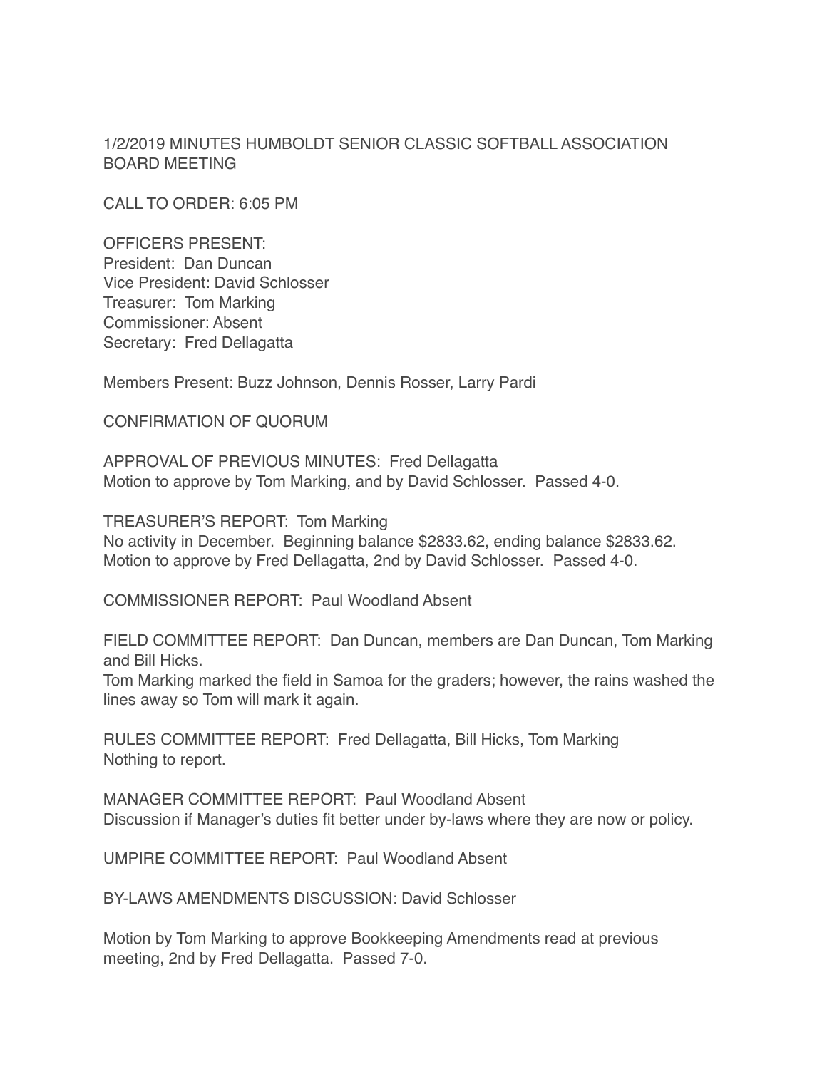# 1/2/2019 MINUTES HUMBOLDT SENIOR CLASSIC SOFTBALL ASSOCIATION BOARD MEETING

CALL TO ORDER: 6:05 PM

OFFICERS PRESENT:
President: Dan Duncan
Vice President: David Schlosser
Treasurer: Tom Marking
Commissioner: Absent
Secretary: Fred Dellagatta

Members Present: Buzz Johnson, Dennis Rosser, Larry Pardi

CONFIRMATION OF QUORUM

APPROVAL OF PREVIOUS MINUTES: Fred Dellagatta
Motion to approve by Tom Marking, and by David Schlosser. Passed 4-0.

TREASURER'S REPORT: Tom Marking
No activity in December. Beginning balance $2833.62, ending balance $2833.62.
Motion to approve by Fred Dellagatta, 2nd by David Schlosser. Passed 4-0.

COMMISSIONER REPORT: Paul Woodland Absent

FIELD COMMITTEE REPORT: Dan Duncan, members are Dan Duncan, Tom Marking and Bill Hicks.
Tom Marking marked the field in Samoa for the graders; however, the rains washed the lines away so Tom will mark it again.

RULES COMMITTEE REPORT: Fred Dellagatta, Bill Hicks, Tom Marking
Nothing to report.

MANAGER COMMITTEE REPORT: Paul Woodland Absent
Discussion if Manager's duties fit better under by-laws where they are now or policy.

UMPIRE COMMITTEE REPORT: Paul Woodland Absent

BY-LAWS AMENDMENTS DISCUSSION: David Schlosser

Motion by Tom Marking to approve Bookkeeping Amendments read at previous meeting, 2nd by Fred Dellagatta. Passed 7-0.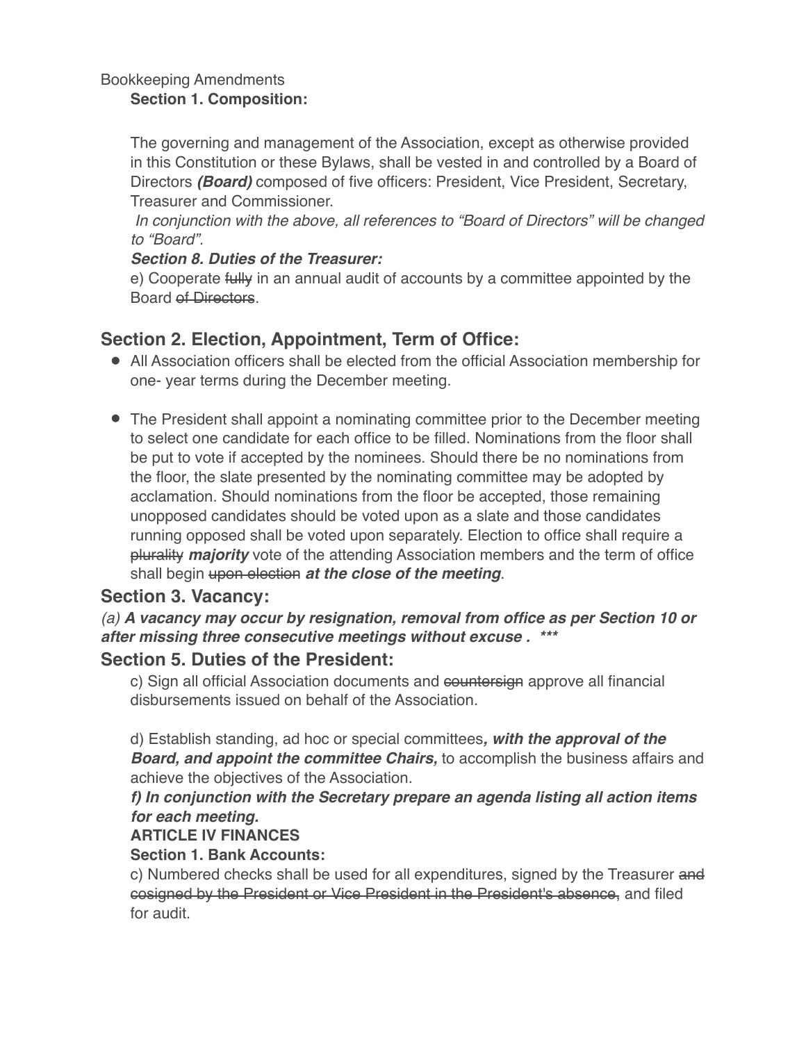Bookkeeping Amendments

**Section 1. Composition:**

The governing and management of the Association, except as otherwise provided in this Constitution or these Bylaws, shall be vested in and controlled by a Board of Directors ***(Board)*** composed of five officers: President, Vice President, Secretary, Treasurer and Commissioner.

*In conjunction with the above, all references to “Board of Directors” will be changed to “Board”.*

***Section 8. Duties of the Treasurer:***

e) Cooperate ~~fully~~ in an annual audit of accounts by a committee appointed by the Board ~~of Directors~~.

## Section 2. Election, Appointment, Term of Office:

- All Association officers shall be elected from the official Association membership for one- year terms during the December meeting.

- The President shall appoint a nominating committee prior to the December meeting to select one candidate for each office to be filled. Nominations from the floor shall be put to vote if accepted by the nominees. Should there be no nominations from the floor, the slate presented by the nominating committee may be adopted by acclamation. Should nominations from the floor be accepted, those remaining unopposed candidates should be voted upon as a slate and those candidates running opposed shall be voted upon separately. Election to office shall require a ~~plurality~~ ***majority*** vote of the attending Association members and the term of office shall begin ~~upon election~~ ***at the close of the meeting***.

## Section 3. Vacancy:

*(a)* ***A vacancy may occur by resignation, removal from office as per Section 10 or after missing three consecutive meetings without excuse . \*\*\****

## Section 5. Duties of the President:

c) Sign all official Association documents and ~~countersign~~ approve all financial disbursements issued on behalf of the Association.

d) Establish standing, ad hoc or special committees***, with the approval of the Board, and appoint the committee Chairs,*** to accomplish the business affairs and achieve the objectives of the Association.

***f) In conjunction with the Secretary prepare an agenda listing all action items for each meeting.***

**ARTICLE IV FINANCES**

**Section 1. Bank Accounts:**

c) Numbered checks shall be used for all expenditures, signed by the Treasurer ~~and cosigned by the President or Vice President in the President's absence,~~ and filed for audit.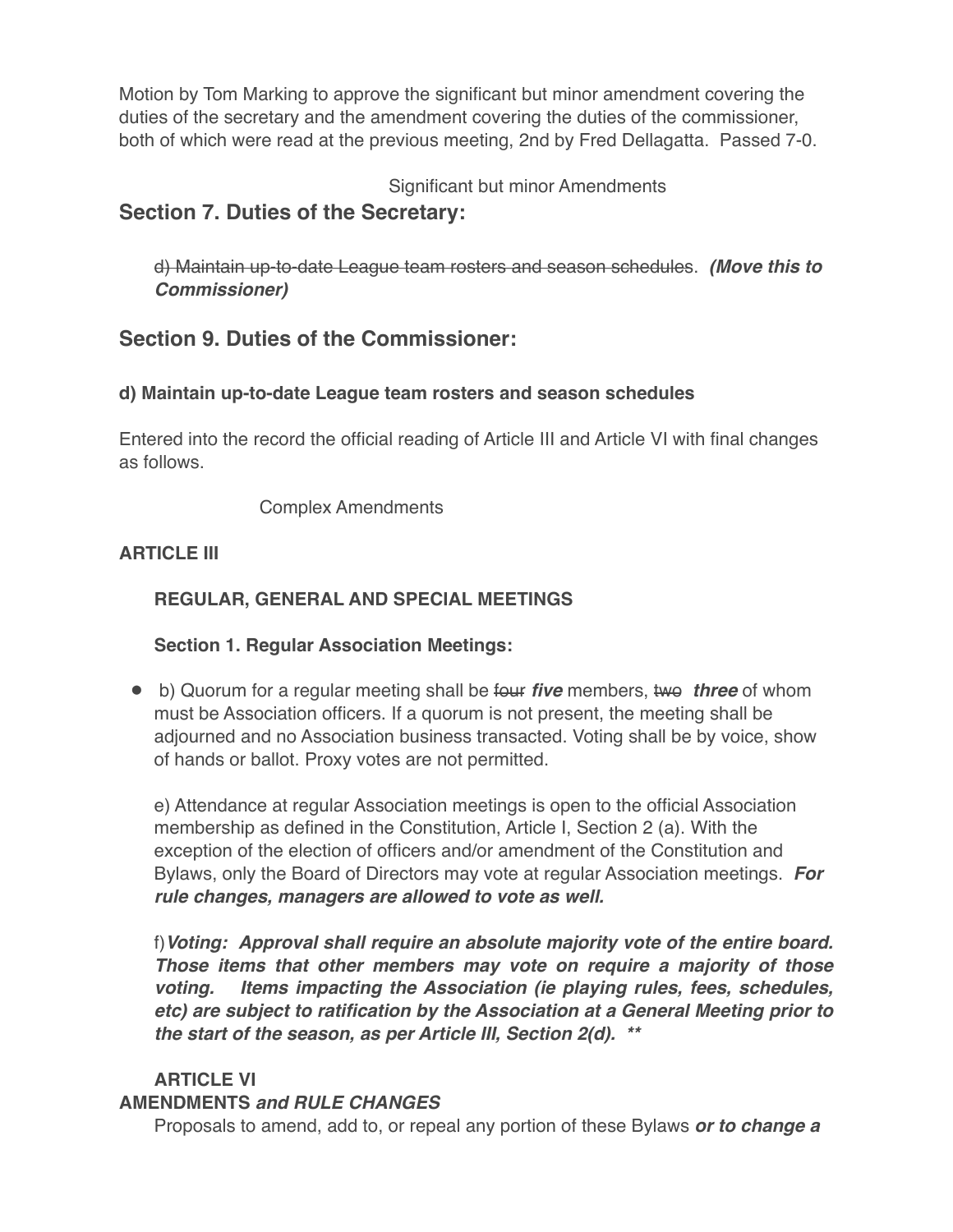Motion by Tom Marking to approve the significant but minor amendment covering the duties of the secretary and the amendment covering the duties of the commissioner, both of which were read at the previous meeting, 2nd by Fred Dellagatta. Passed 7-0.

Significant but minor Amendments

## Section 7. Duties of the Secretary:

~~d) Maintain up-to-date League team rosters and season schedules~~. ***(Move this to Commissioner)***

## Section 9. Duties of the Commissioner:

**d) Maintain up-to-date League team rosters and season schedules**

Entered into the record the official reading of Article III and Article VI with final changes as follows.

Complex Amendments

**ARTICLE III**

**REGULAR, GENERAL AND SPECIAL MEETINGS**

**Section 1. Regular Association Meetings:**

- b) Quorum for a regular meeting shall be ~~four~~ ***five*** members, ~~two~~ ***three*** of whom must be Association officers. If a quorum is not present, the meeting shall be adjourned and no Association business transacted. Voting shall be by voice, show of hands or ballot. Proxy votes are not permitted.

e) Attendance at regular Association meetings is open to the official Association membership as defined in the Constitution, Article I, Section 2 (a). With the exception of the election of officers and/or amendment of the Constitution and Bylaws, only the Board of Directors may vote at regular Association meetings. ***For rule changes, managers are allowed to vote as well.***

f) ***Voting: Approval shall require an absolute majority vote of the entire board. Those items that other members may vote on require a majority of those voting. Items impacting the Association (ie playing rules, fees, schedules, etc) are subject to ratification by the Association at a General Meeting prior to the start of the season, as per Article III, Section 2(d). \*\****

**ARTICLE VI**

**AMENDMENTS *and RULE CHANGES***

Proposals to amend, add to, or repeal any portion of these Bylaws ***or to change a***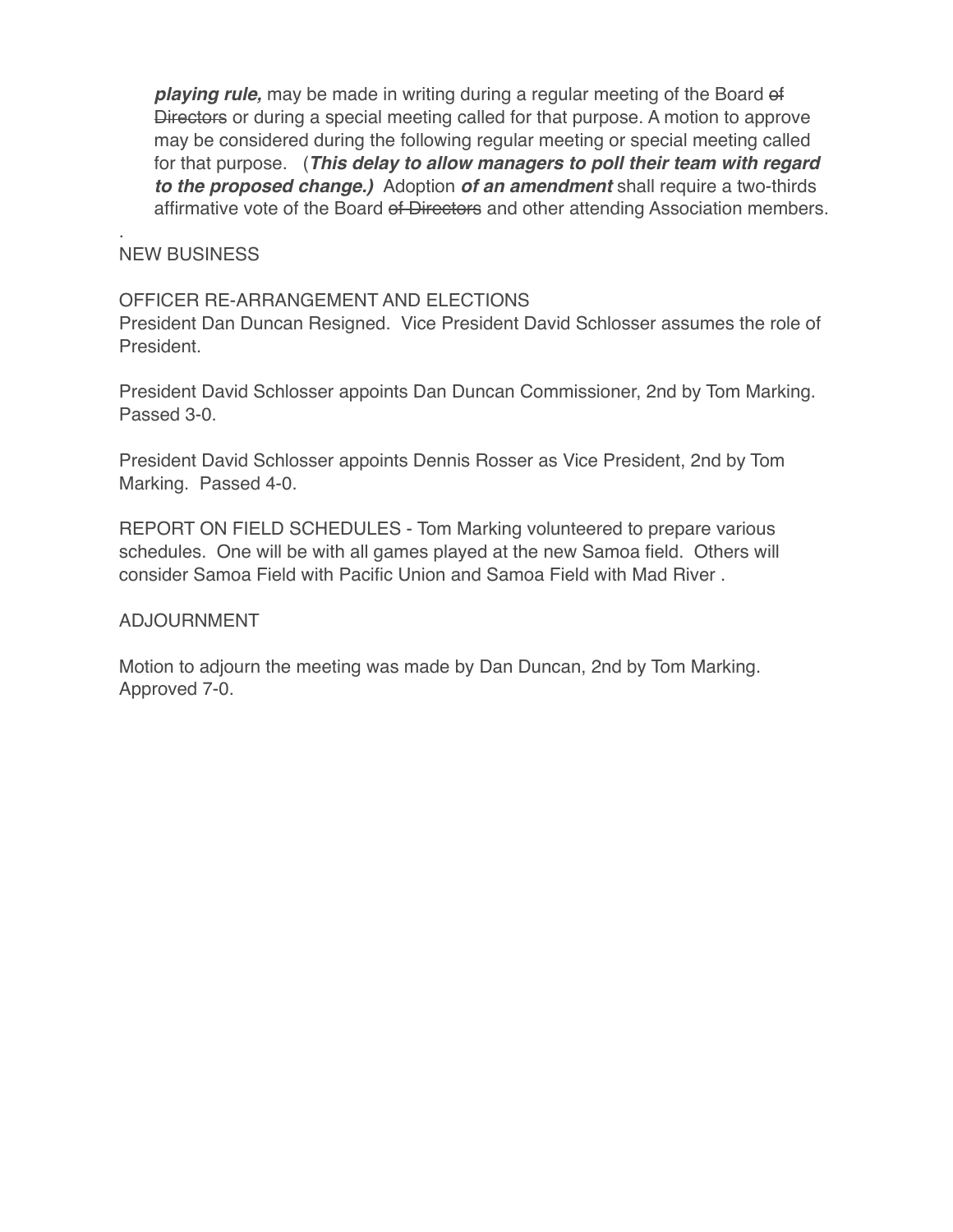***playing rule,*** may be made in writing during a regular meeting of the Board ~~of Directors~~ or during a special meeting called for that purpose. A motion to approve may be considered during the following regular meeting or special meeting called for that purpose. (***This delay to allow managers to poll their team with regard to the proposed change.)*** Adoption ***of an amendment*** shall require a two-thirds affirmative vote of the Board ~~of Directors~~ and other attending Association members.

.

NEW BUSINESS

OFFICER RE-ARRANGEMENT AND ELECTIONS
President Dan Duncan Resigned. Vice President David Schlosser assumes the role of President.

President David Schlosser appoints Dan Duncan Commissioner, 2nd by Tom Marking. Passed 3-0.

President David Schlosser appoints Dennis Rosser as Vice President, 2nd by Tom Marking. Passed 4-0.

REPORT ON FIELD SCHEDULES - Tom Marking volunteered to prepare various schedules. One will be with all games played at the new Samoa field. Others will consider Samoa Field with Pacific Union and Samoa Field with Mad River .

ADJOURNMENT

Motion to adjourn the meeting was made by Dan Duncan, 2nd by Tom Marking. Approved 7-0.